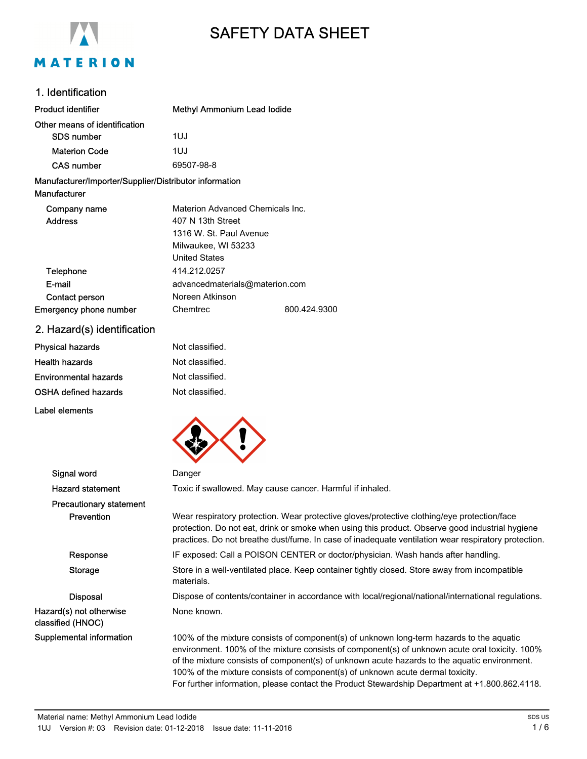# SAFETY DATA SHEET

## 1. Identification

| | |
|---|---|
| **Product identifier** | **Methyl Ammonium Lead Iodide** |
| **Other means of identification** | |
| SDS number | 1UJ |
| Materion Code | 1UJ |
| CAS number | 69507-98-8 |

**Manufacturer/Importer/Supplier/Distributor information**

**Manufacturer**

| | |
|---|---|
| Company name | Materion Advanced Chemicals Inc. |
| Address | 407 N 13th Street<br>1316 W. St. Paul Avenue<br>Milwaukee, WI 53233<br>United States |
| Telephone | 414.212.0257 |
| E-mail | advancedmaterials@materion.com |
| Contact person | Noreen Atkinson |
| Emergency phone number | Chemtrec 800.424.9300 |

## 2. Hazard(s) identification

| | |
|---|---|
| Physical hazards | Not classified. |
| Health hazards | Not classified. |
| Environmental hazards | Not classified. |
| OSHA defined hazards | Not classified. |

**Label elements**

| | |
|---|---|
| Signal word | Danger |
| Hazard statement | Toxic if swallowed. May cause cancer. Harmful if inhaled. |
| **Precautionary statement** | |
| Prevention | Wear respiratory protection. Wear protective gloves/protective clothing/eye protection/face protection. Do not eat, drink or smoke when using this product. Observe good industrial hygiene practices. Do not breathe dust/fume. In case of inadequate ventilation wear respiratory protection. |
| Response | IF exposed: Call a POISON CENTER or doctor/physician. Wash hands after handling. |
| Storage | Store in a well-ventilated place. Keep container tightly closed. Store away from incompatible materials. |
| Disposal | Dispose of contents/container in accordance with local/regional/national/international regulations. |
| Hazard(s) not otherwise classified (HNOC) | None known. |
| Supplemental information | 100% of the mixture consists of component(s) of unknown long-term hazards to the aquatic environment. 100% of the mixture consists of component(s) of unknown acute oral toxicity. 100% of the mixture consists of component(s) of unknown acute hazards to the aquatic environment. 100% of the mixture consists of component(s) of unknown acute dermal toxicity.<br>For further information, please contact the Product Stewardship Department at +1.800.862.4118. |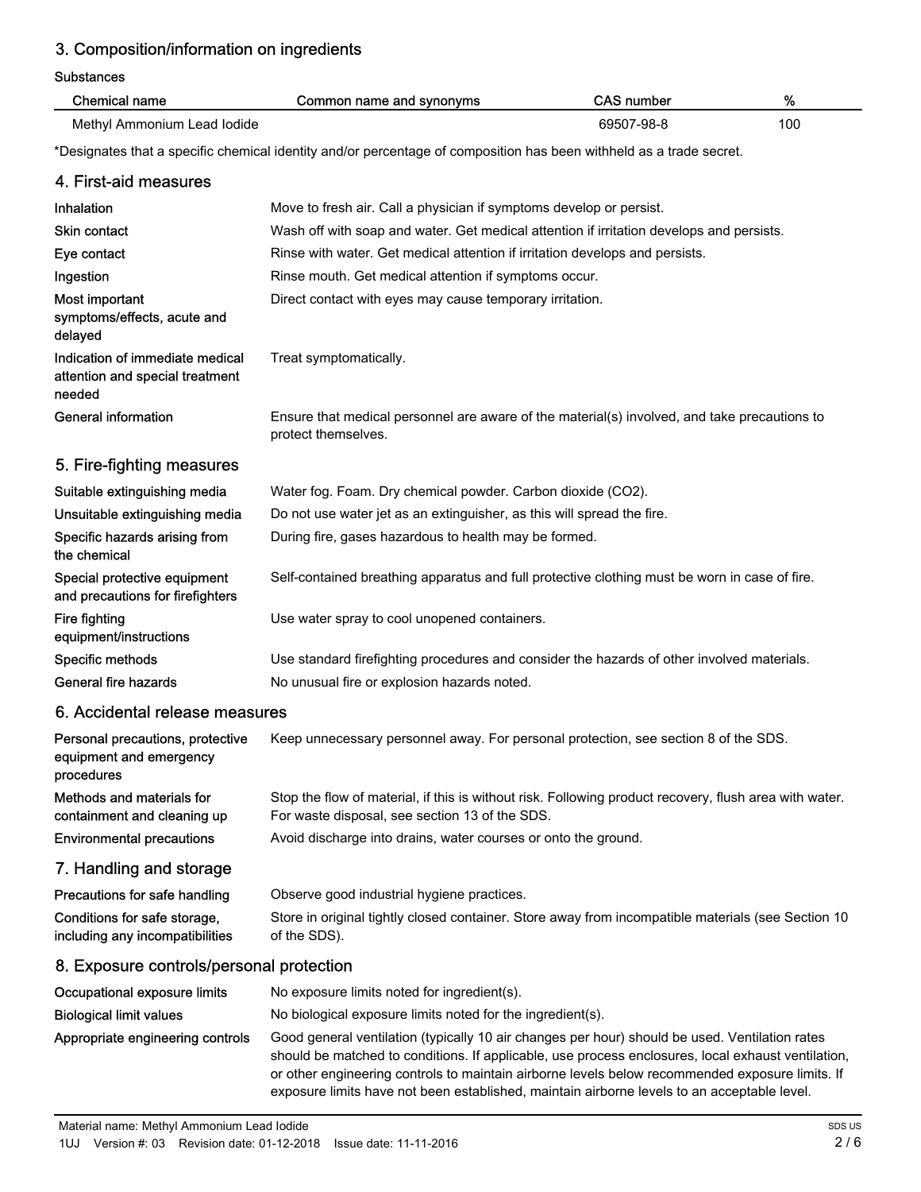## 3. Composition/information on ingredients

Substances

| Chemical name | Common name and synonyms | CAS number | % |
|---|---|---|---|
| Methyl Ammonium Lead Iodide | | 69507-98-8 | 100 |

*Designates that a specific chemical identity and/or percentage of composition has been withheld as a trade secret.

## 4. First-aid measures

**Inhalation** Move to fresh air. Call a physician if symptoms develop or persist.

**Skin contact** Wash off with soap and water. Get medical attention if irritation develops and persists.

**Eye contact** Rinse with water. Get medical attention if irritation develops and persists.

**Ingestion** Rinse mouth. Get medical attention if symptoms occur.

**Most important symptoms/effects, acute and delayed** Direct contact with eyes may cause temporary irritation.

**Indication of immediate medical attention and special treatment needed** Treat symptomatically.

**General information** Ensure that medical personnel are aware of the material(s) involved, and take precautions to protect themselves.

## 5. Fire-fighting measures

**Suitable extinguishing media** Water fog. Foam. Dry chemical powder. Carbon dioxide ($CO_2$).

**Unsuitable extinguishing media** Do not use water jet as an extinguisher, as this will spread the fire.

**Specific hazards arising from the chemical** During fire, gases hazardous to health may be formed.

**Special protective equipment and precautions for firefighters** Self-contained breathing apparatus and full protective clothing must be worn in case of fire.

**Fire fighting equipment/instructions** Use water spray to cool unopened containers.

**Specific methods** Use standard firefighting procedures and consider the hazards of other involved materials.

**General fire hazards** No unusual fire or explosion hazards noted.

## 6. Accidental release measures

**Personal precautions, protective equipment and emergency procedures** Keep unnecessary personnel away. For personal protection, see section 8 of the SDS.

**Methods and materials for containment and cleaning up** Stop the flow of material, if this is without risk. Following product recovery, flush area with water. For waste disposal, see section 13 of the SDS.

**Environmental precautions** Avoid discharge into drains, water courses or onto the ground.

## 7. Handling and storage

**Precautions for safe handling** Observe good industrial hygiene practices.

**Conditions for safe storage, including any incompatibilities** Store in original tightly closed container. Store away from incompatible materials (see Section 10 of the SDS).

## 8. Exposure controls/personal protection

**Occupational exposure limits** No exposure limits noted for ingredient(s).

**Biological limit values** No biological exposure limits noted for the ingredient(s).

**Appropriate engineering controls** Good general ventilation (typically 10 air changes per hour) should be used. Ventilation rates should be matched to conditions. If applicable, use process enclosures, local exhaust ventilation, or other engineering controls to maintain airborne levels below recommended exposure limits. If exposure limits have not been established, maintain airborne levels to an acceptable level.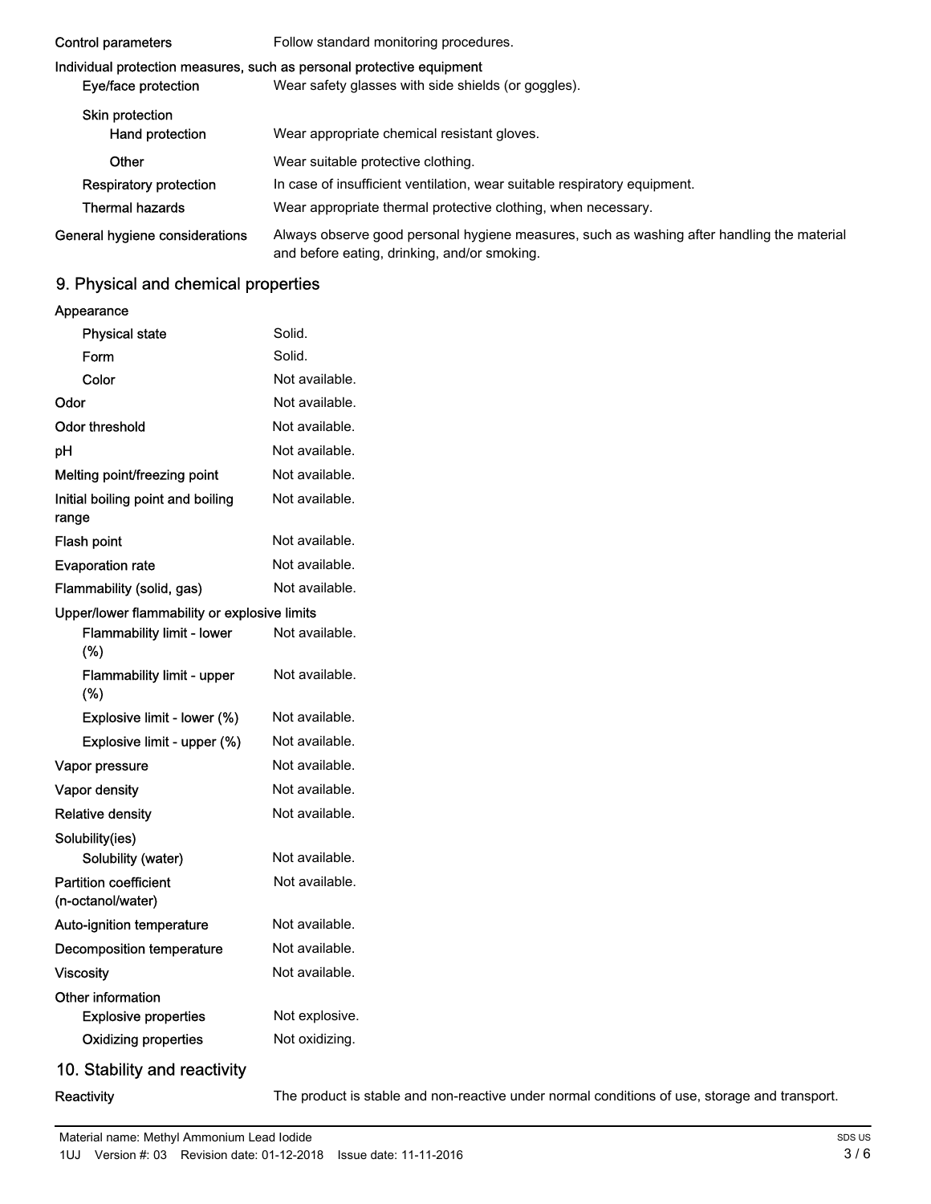| | |
|---|---|
| **Control parameters** | Follow standard monitoring procedures. |

**Individual protection measures, such as personal protective equipment**

| | |
|---|---|
| **Eye/face protection** | Wear safety glasses with side shields (or goggles). |
| **Skin protection** | |
| **Hand protection** | Wear appropriate chemical resistant gloves. |
| **Other** | Wear suitable protective clothing. |
| **Respiratory protection** | In case of insufficient ventilation, wear suitable respiratory equipment. |
| **Thermal hazards** | Wear appropriate thermal protective clothing, when necessary. |
| **General hygiene considerations** | Always observe good personal hygiene measures, such as washing after handling the material and before eating, drinking, and/or smoking. |

## 9. Physical and chemical properties

| | |
|---|---|
| **Appearance** | |
| **Physical state** | Solid. |
| **Form** | Solid. |
| **Color** | Not available. |
| **Odor** | Not available. |
| **Odor threshold** | Not available. |
| **pH** | Not available. |
| **Melting point/freezing point** | Not available. |
| **Initial boiling point and boiling range** | Not available. |
| **Flash point** | Not available. |
| **Evaporation rate** | Not available. |
| **Flammability (solid, gas)** | Not available. |
| **Upper/lower flammability or explosive limits** | |
| **Flammability limit - lower (%)** | Not available. |
| **Flammability limit - upper (%)** | Not available. |
| **Explosive limit - lower (%)** | Not available. |
| **Explosive limit - upper (%)** | Not available. |
| **Vapor pressure** | Not available. |
| **Vapor density** | Not available. |
| **Relative density** | Not available. |
| **Solubility(ies)** | |
| **Solubility (water)** | Not available. |
| **Partition coefficient (n-octanol/water)** | Not available. |
| **Auto-ignition temperature** | Not available. |
| **Decomposition temperature** | Not available. |
| **Viscosity** | Not available. |
| **Other information** | |
| **Explosive properties** | Not explosive. |
| **Oxidizing properties** | Not oxidizing. |

## 10. Stability and reactivity

| | |
|---|---|
| **Reactivity** | The product is stable and non-reactive under normal conditions of use, storage and transport. |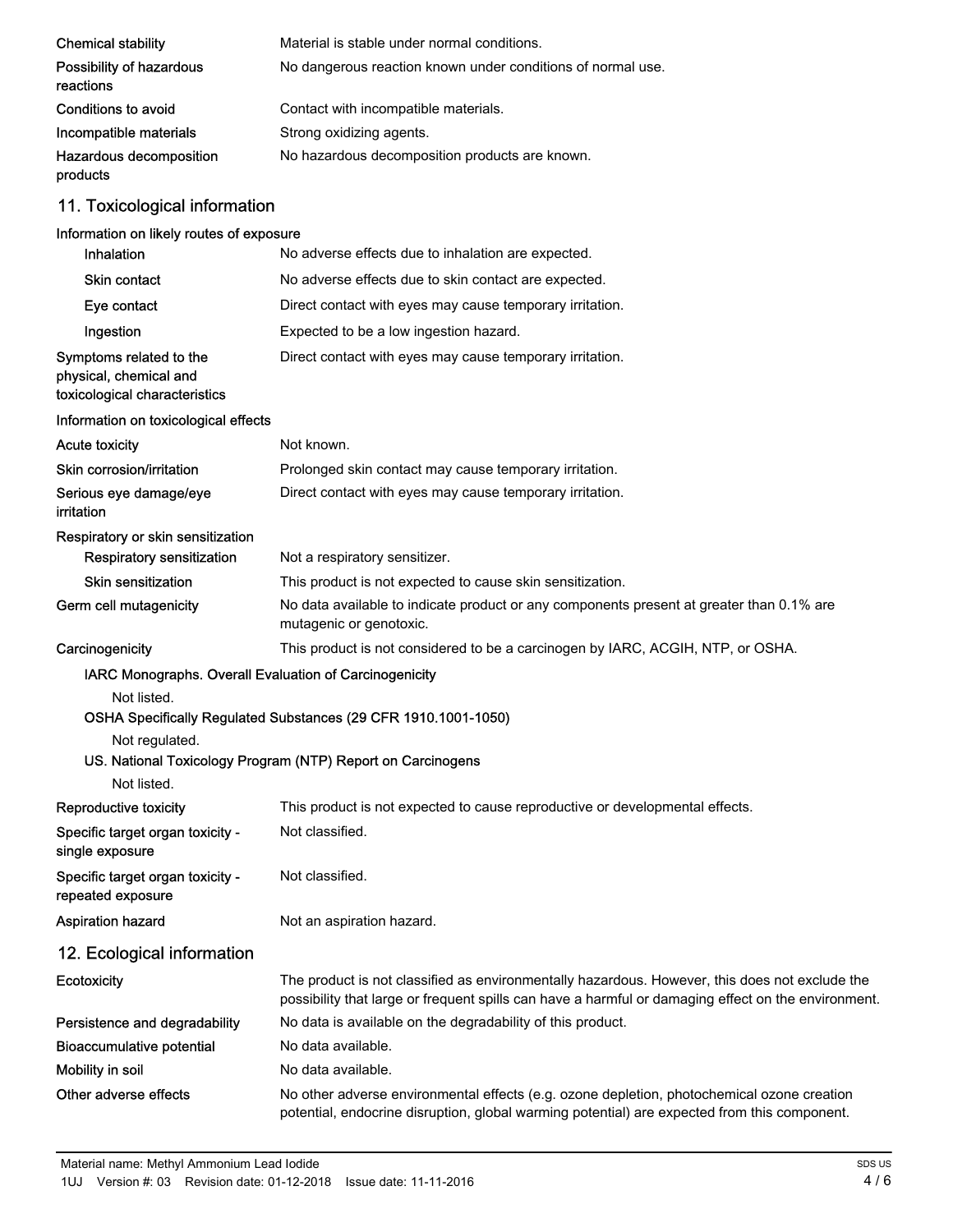| | |
|---|---|
| **Chemical stability** | Material is stable under normal conditions. |
| **Possibility of hazardous reactions** | No dangerous reaction known under conditions of normal use. |
| **Conditions to avoid** | Contact with incompatible materials. |
| **Incompatible materials** | Strong oxidizing agents. |
| **Hazardous decomposition products** | No hazardous decomposition products are known. |

## 11. Toxicological information

**Information on likely routes of exposure**

| | |
|---|---|
| **Inhalation** | No adverse effects due to inhalation are expected. |
| **Skin contact** | No adverse effects due to skin contact are expected. |
| **Eye contact** | Direct contact with eyes may cause temporary irritation. |
| **Ingestion** | Expected to be a low ingestion hazard. |
| **Symptoms related to the physical, chemical and toxicological characteristics** | Direct contact with eyes may cause temporary irritation. |

**Information on toxicological effects**

| | |
|---|---|
| **Acute toxicity** | Not known. |
| **Skin corrosion/irritation** | Prolonged skin contact may cause temporary irritation. |
| **Serious eye damage/eye irritation** | Direct contact with eyes may cause temporary irritation. |

**Respiratory or skin sensitization**

| | |
|---|---|
| **Respiratory sensitization** | Not a respiratory sensitizer. |
| **Skin sensitization** | This product is not expected to cause skin sensitization. |
| **Germ cell mutagenicity** | No data available to indicate product or any components present at greater than 0.1% are mutagenic or genotoxic. |
| **Carcinogenicity** | This product is not considered to be a carcinogen by IARC, ACGIH, NTP, or OSHA. |

**IARC Monographs. Overall Evaluation of Carcinogenicity**

Not listed.

**OSHA Specifically Regulated Substances (29 CFR 1910.1001-1050)**

Not regulated.

**US. National Toxicology Program (NTP) Report on Carcinogens**

Not listed.

| | |
|---|---|
| **Reproductive toxicity** | This product is not expected to cause reproductive or developmental effects. |
| **Specific target organ toxicity - single exposure** | Not classified. |
| **Specific target organ toxicity - repeated exposure** | Not classified. |
| **Aspiration hazard** | Not an aspiration hazard. |

## 12. Ecological information

| | |
|---|---|
| **Ecotoxicity** | The product is not classified as environmentally hazardous. However, this does not exclude the possibility that large or frequent spills can have a harmful or damaging effect on the environment. |
| **Persistence and degradability** | No data is available on the degradability of this product. |
| **Bioaccumulative potential** | No data available. |
| **Mobility in soil** | No data available. |
| **Other adverse effects** | No other adverse environmental effects (e.g. ozone depletion, photochemical ozone creation potential, endocrine disruption, global warming potential) are expected from this component. |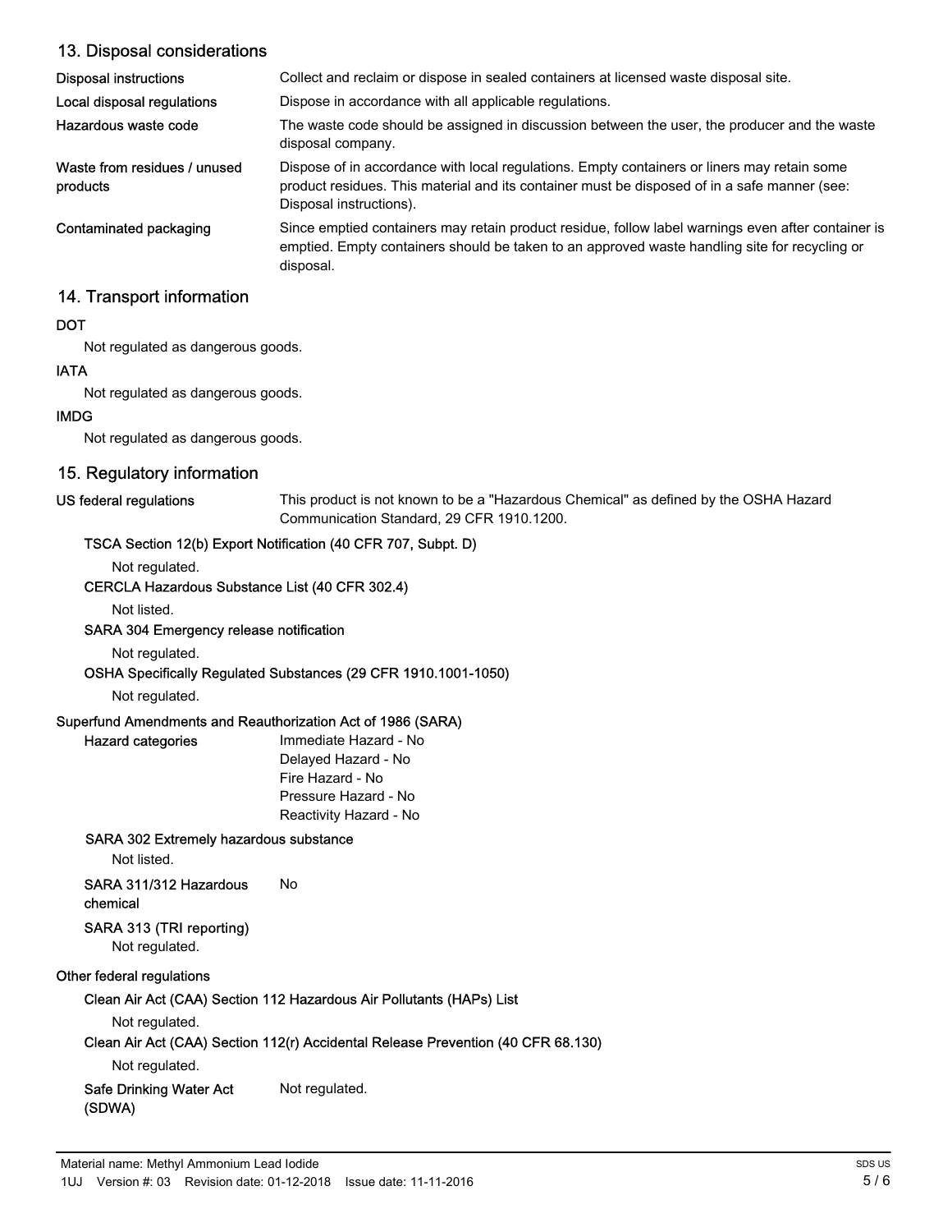## 13. Disposal considerations

| | |
|---|---|
| **Disposal instructions** | Collect and reclaim or dispose in sealed containers at licensed waste disposal site. |
| **Local disposal regulations** | Dispose in accordance with all applicable regulations. |
| **Hazardous waste code** | The waste code should be assigned in discussion between the user, the producer and the waste disposal company. |
| **Waste from residues / unused products** | Dispose of in accordance with local regulations. Empty containers or liners may retain some product residues. This material and its container must be disposed of in a safe manner (see: Disposal instructions). |
| **Contaminated packaging** | Since emptied containers may retain product residue, follow label warnings even after container is emptied. Empty containers should be taken to an approved waste handling site for recycling or disposal. |

## 14. Transport information

**DOT**

Not regulated as dangerous goods.

**IATA**

Not regulated as dangerous goods.

**IMDG**

Not regulated as dangerous goods.

## 15. Regulatory information

**US federal regulations** This product is not known to be a "Hazardous Chemical" as defined by the OSHA Hazard Communication Standard, 29 CFR 1910.1200.

**TSCA Section 12(b) Export Notification (40 CFR 707, Subpt. D)**

Not regulated.

**CERCLA Hazardous Substance List (40 CFR 302.4)**

Not listed.

**SARA 304 Emergency release notification**

Not regulated.

**OSHA Specifically Regulated Substances (29 CFR 1910.1001-1050)**

Not regulated.

**Superfund Amendments and Reauthorization Act of 1986 (SARA)**

**Hazard categories**

Immediate Hazard - No
Delayed Hazard - No
Fire Hazard - No
Pressure Hazard - No
Reactivity Hazard - No

**SARA 302 Extremely hazardous substance**

Not listed.

**SARA 311/312 Hazardous chemical** No

**SARA 313 (TRI reporting)**

Not regulated.

**Other federal regulations**

**Clean Air Act (CAA) Section 112 Hazardous Air Pollutants (HAPs) List**

Not regulated.

**Clean Air Act (CAA) Section 112(r) Accidental Release Prevention (40 CFR 68.130)**

Not regulated.

**Safe Drinking Water Act (SDWA)** Not regulated.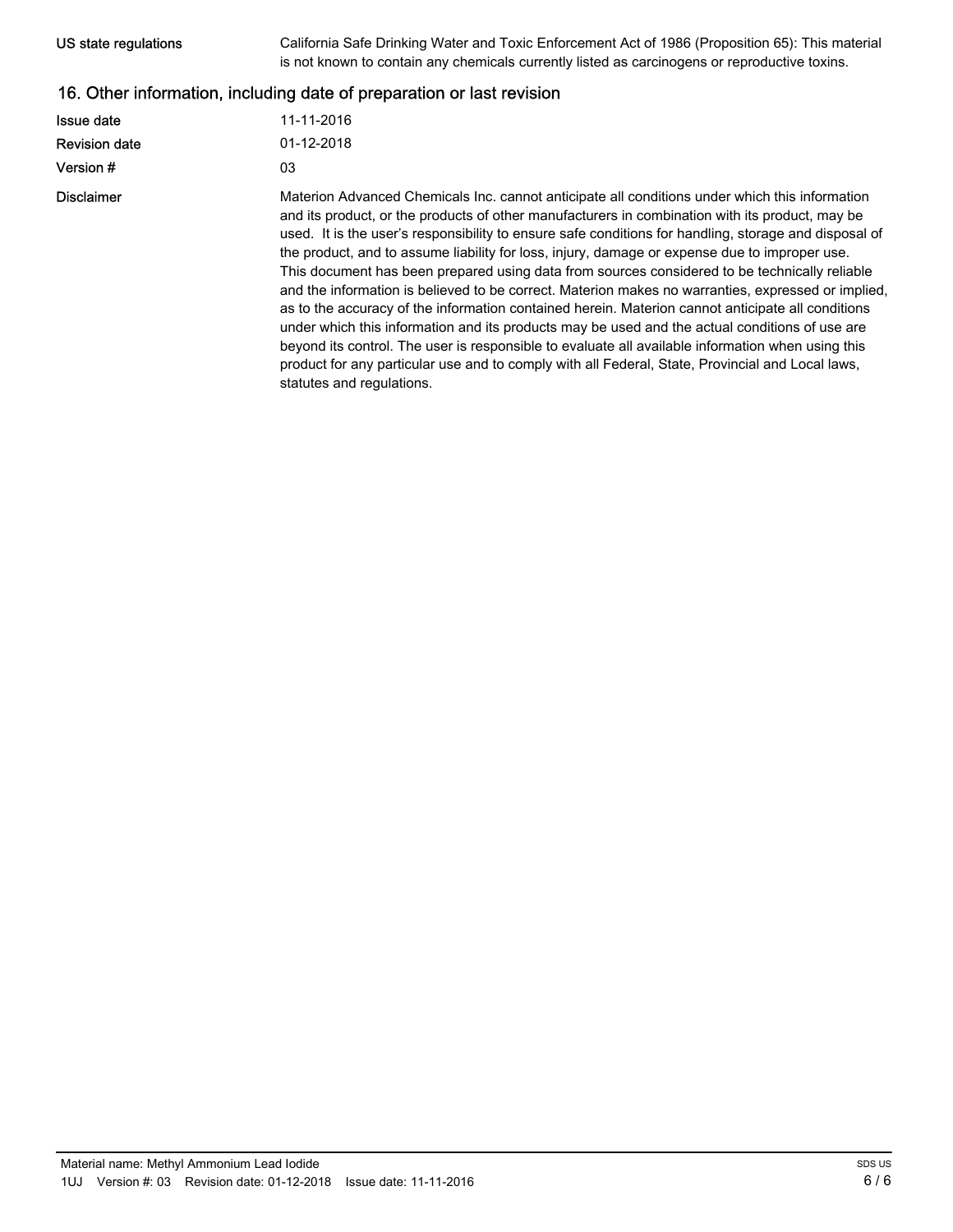**US state regulations** California Safe Drinking Water and Toxic Enforcement Act of 1986 (Proposition 65): This material is not known to contain any chemicals currently listed as carcinogens or reproductive toxins.

## 16. Other information, including date of preparation or last revision

| | |
|---|---|
| **Issue date** | 11-11-2016 |
| **Revision date** | 01-12-2018 |
| **Version #** | 03 |
| **Disclaimer** | Materion Advanced Chemicals Inc. cannot anticipate all conditions under which this information and its product, or the products of other manufacturers in combination with its product, may be used. It is the user's responsibility to ensure safe conditions for handling, storage and disposal of the product, and to assume liability for loss, injury, damage or expense due to improper use. This document has been prepared using data from sources considered to be technically reliable and the information is believed to be correct. Materion makes no warranties, expressed or implied, as to the accuracy of the information contained herein. Materion cannot anticipate all conditions under which this information and its products may be used and the actual conditions of use are beyond its control. The user is responsible to evaluate all available information when using this product for any particular use and to comply with all Federal, State, Provincial and Local laws, statutes and regulations. |